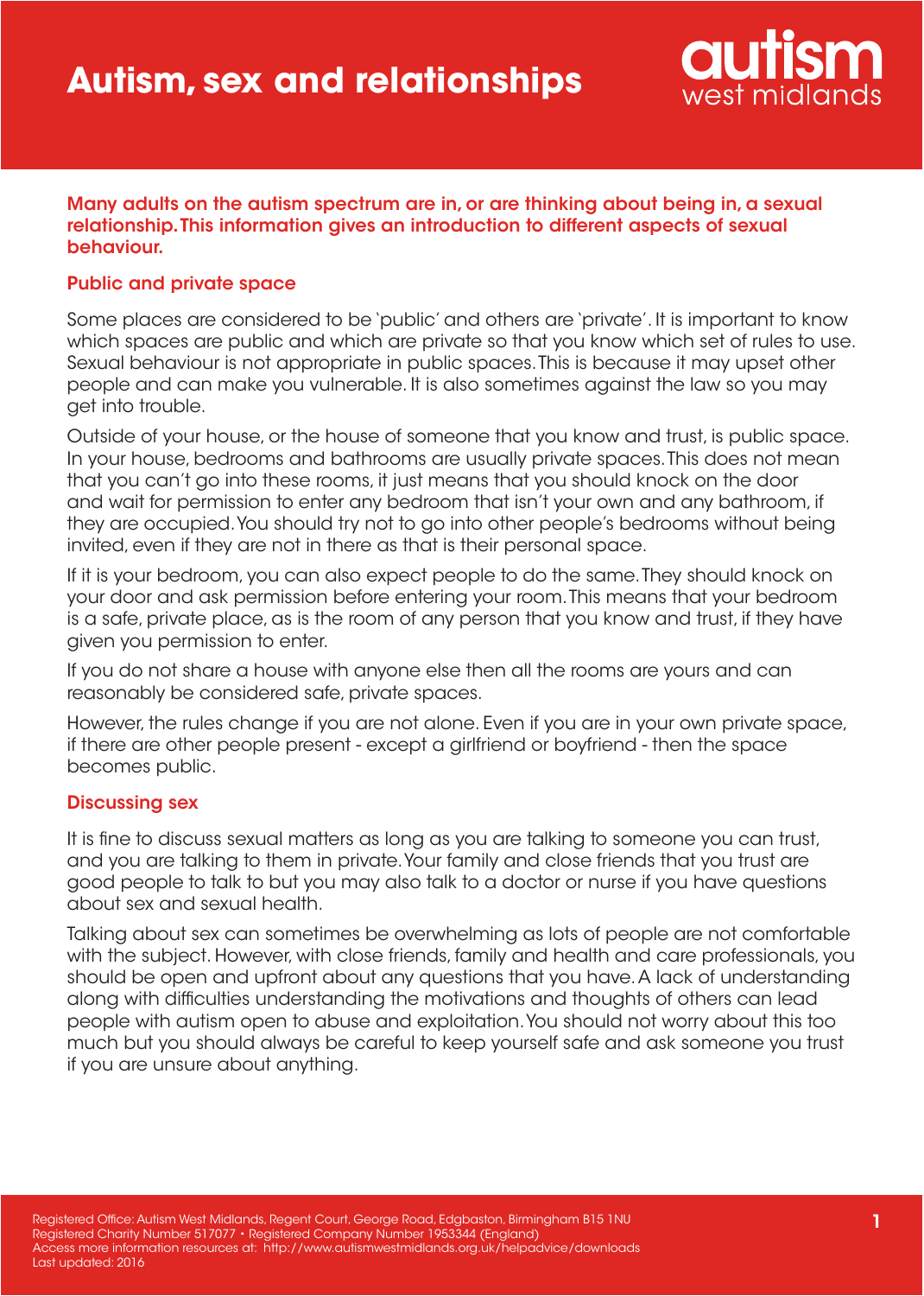# Autism, sex and relationships

autism west midlands

**Many adults on the autism spectrum are in, or are thinking about being in, a sexual relationship. This information gives an introduction to different aspects of sexual behaviour.**

## Public and private space

Some places are considered to be 'public' and others are 'private'. It is important to know which spaces are public and which are private so that you know which set of rules to use. Sexual behaviour is not appropriate in public spaces. This is because it may upset other people and can make you vulnerable. It is also sometimes against the law so you may get into trouble.

Outside of your house, or the house of someone that you know and trust, is public space. In your house, bedrooms and bathrooms are usually private spaces. This does not mean that you can't go into these rooms, it just means that you should knock on the door and wait for permission to enter any bedroom that isn't your own and any bathroom, if they are occupied. You should try not to go into other people's bedrooms without being invited, even if they are not in there as that is their personal space.

If it is your bedroom, you can also expect people to do the same. They should knock on your door and ask permission before entering your room. This means that your bedroom is a safe, private place, as is the room of any person that you know and trust, if they have given you permission to enter.

If you do not share a house with anyone else then all the rooms are yours and can reasonably be considered safe, private spaces.

However, the rules change if you are not alone. Even if you are in your own private space, if there are other people present - except a girlfriend or boyfriend - then the space becomes public.

## Discussing sex

It is fine to discuss sexual matters as long as you are talking to someone you can trust, and you are talking to them in private. Your family and close friends that you trust are good people to talk to but you may also talk to a doctor or nurse if you have questions about sex and sexual health.

Talking about sex can sometimes be overwhelming as lots of people are not comfortable with the subject. However, with close friends, family and health and care professionals, you should be open and upfront about any questions that you have. A lack of understanding along with difficulties understanding the motivations and thoughts of others can lead people with autism open to abuse and exploitation. You should not worry about this too much but you should always be careful to keep yourself safe and ask someone you trust if you are unsure about anything.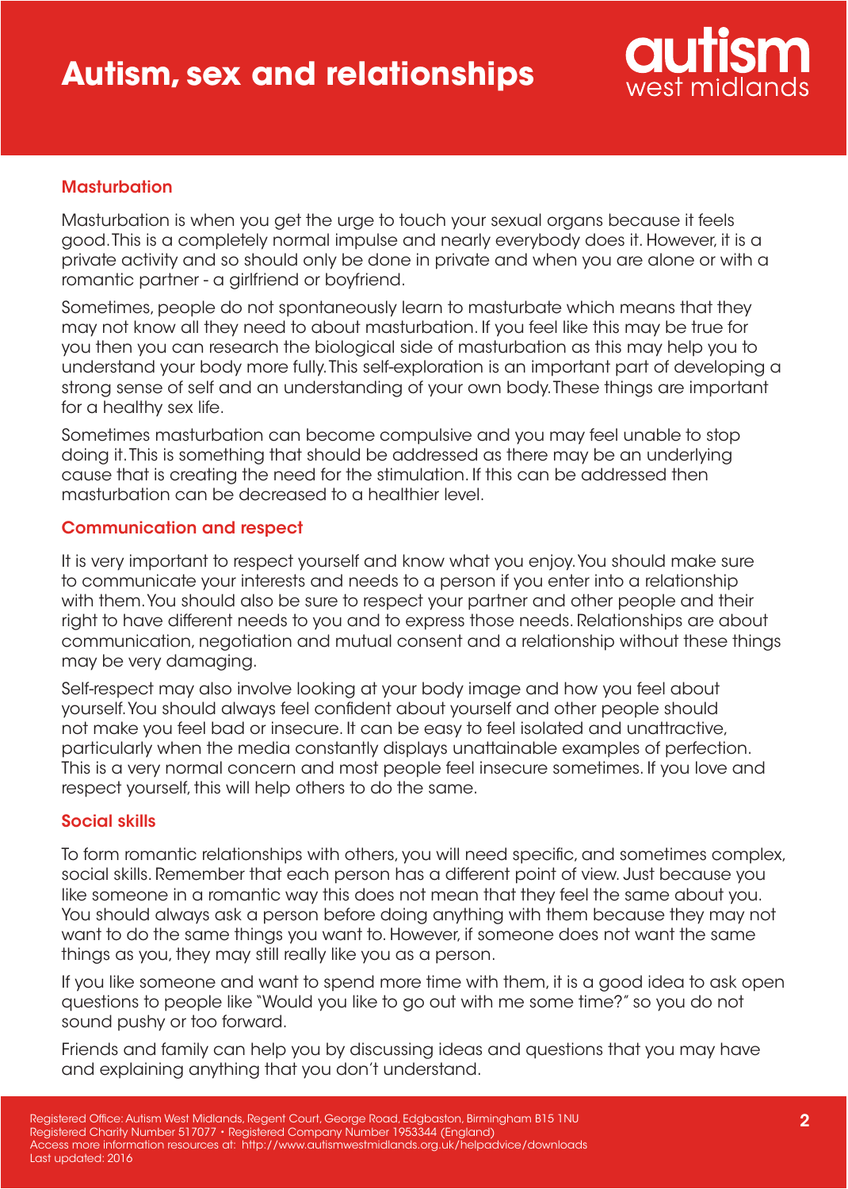## Masturbation

Masturbation is when you get the urge to touch your sexual organs because it feels good. This is a completely normal impulse and nearly everybody does it. However, it is a private activity and so should only be done in private and when you are alone or with a romantic partner - a girlfriend or boyfriend.

Sometimes, people do not spontaneously learn to masturbate which means that they may not know all they need to about masturbation. If you feel like this may be true for you then you can research the biological side of masturbation as this may help you to understand your body more fully. This self-exploration is an important part of developing a strong sense of self and an understanding of your own body. These things are important for a healthy sex life.

Sometimes masturbation can become compulsive and you may feel unable to stop doing it. This is something that should be addressed as there may be an underlying cause that is creating the need for the stimulation. If this can be addressed then masturbation can be decreased to a healthier level.

## Communication and respect

It is very important to respect yourself and know what you enjoy. You should make sure to communicate your interests and needs to a person if you enter into a relationship with them. You should also be sure to respect your partner and other people and their right to have different needs to you and to express those needs. Relationships are about communication, negotiation and mutual consent and a relationship without these things may be very damaging.

Self-respect may also involve looking at your body image and how you feel about yourself. You should always feel confident about yourself and other people should not make you feel bad or insecure. It can be easy to feel isolated and unattractive, particularly when the media constantly displays unattainable examples of perfection. This is a very normal concern and most people feel insecure sometimes. If you love and respect yourself, this will help others to do the same.

## Social skills

To form romantic relationships with others, you will need specific, and sometimes complex, social skills. Remember that each person has a different point of view. Just because you like someone in a romantic way this does not mean that they feel the same about you. You should always ask a person before doing anything with them because they may not want to do the same things you want to. However, if someone does not want the same things as you, they may still really like you as a person.

If you like someone and want to spend more time with them, it is a good idea to ask open questions to people like "Would you like to go out with me some time?" so you do not sound pushy or too forward.

Friends and family can help you by discussing ideas and questions that you may have and explaining anything that you don't understand.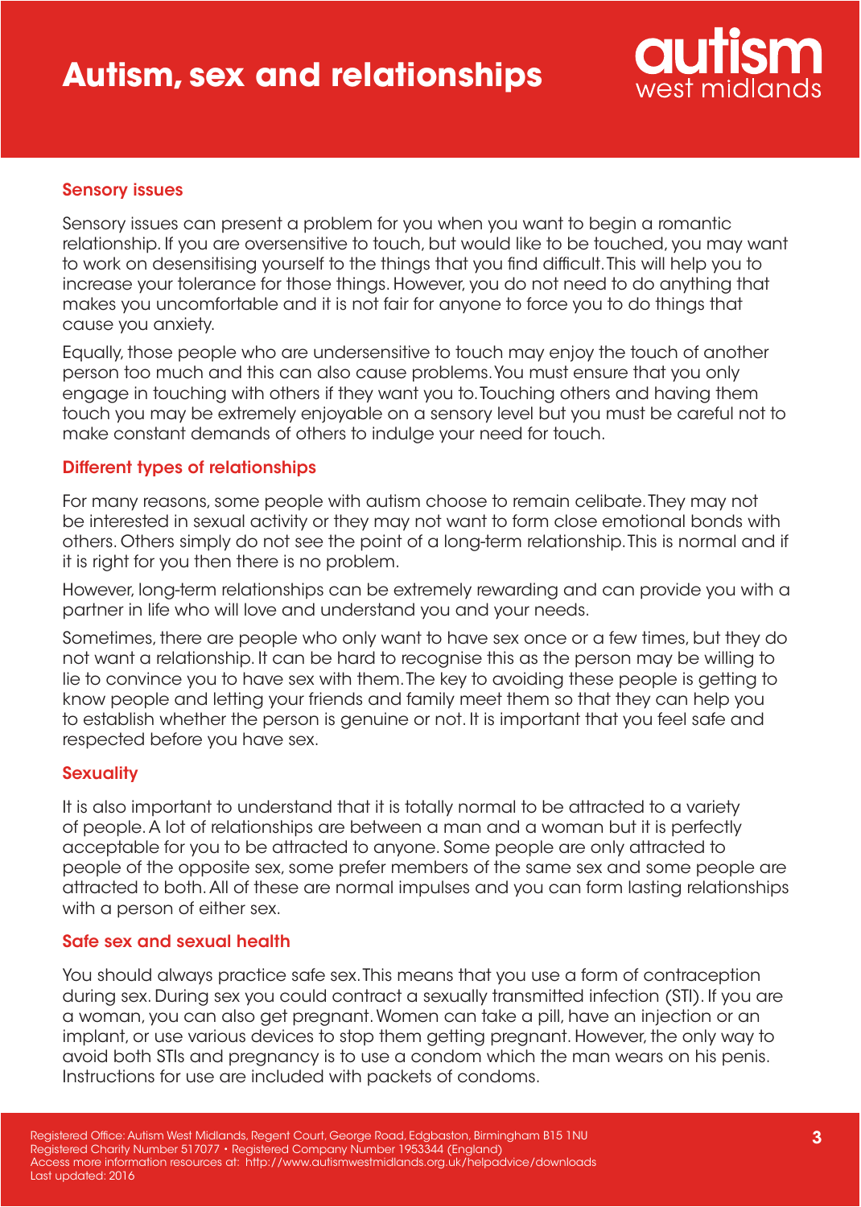## Sensory issues

Sensory issues can present a problem for you when you want to begin a romantic relationship. If you are oversensitive to touch, but would like to be touched, you may want to work on desensitising yourself to the things that you find difficult. This will help you to increase your tolerance for those things. However, you do not need to do anything that makes you uncomfortable and it is not fair for anyone to force you to do things that cause you anxiety.

Equally, those people who are undersensitive to touch may enjoy the touch of another person too much and this can also cause problems. You must ensure that you only engage in touching with others if they want you to. Touching others and having them touch you may be extremely enjoyable on a sensory level but you must be careful not to make constant demands of others to indulge your need for touch.

## Different types of relationships

For many reasons, some people with autism choose to remain celibate. They may not be interested in sexual activity or they may not want to form close emotional bonds with others. Others simply do not see the point of a long-term relationship. This is normal and if it is right for you then there is no problem.

However, long-term relationships can be extremely rewarding and can provide you with a partner in life who will love and understand you and your needs.

Sometimes, there are people who only want to have sex once or a few times, but they do not want a relationship. It can be hard to recognise this as the person may be willing to lie to convince you to have sex with them. The key to avoiding these people is getting to know people and letting your friends and family meet them so that they can help you to establish whether the person is genuine or not. It is important that you feel safe and respected before you have sex.

## Sexuality

It is also important to understand that it is totally normal to be attracted to a variety of people. A lot of relationships are between a man and a woman but it is perfectly acceptable for you to be attracted to anyone. Some people are only attracted to people of the opposite sex, some prefer members of the same sex and some people are attracted to both. All of these are normal impulses and you can form lasting relationships with a person of either sex.

## Safe sex and sexual health

You should always practice safe sex. This means that you use a form of contraception during sex. During sex you could contract a sexually transmitted infection (STI). If you are a woman, you can also get pregnant. Women can take a pill, have an injection or an implant, or use various devices to stop them getting pregnant. However, the only way to avoid both STIs and pregnancy is to use a condom which the man wears on his penis. Instructions for use are included with packets of condoms.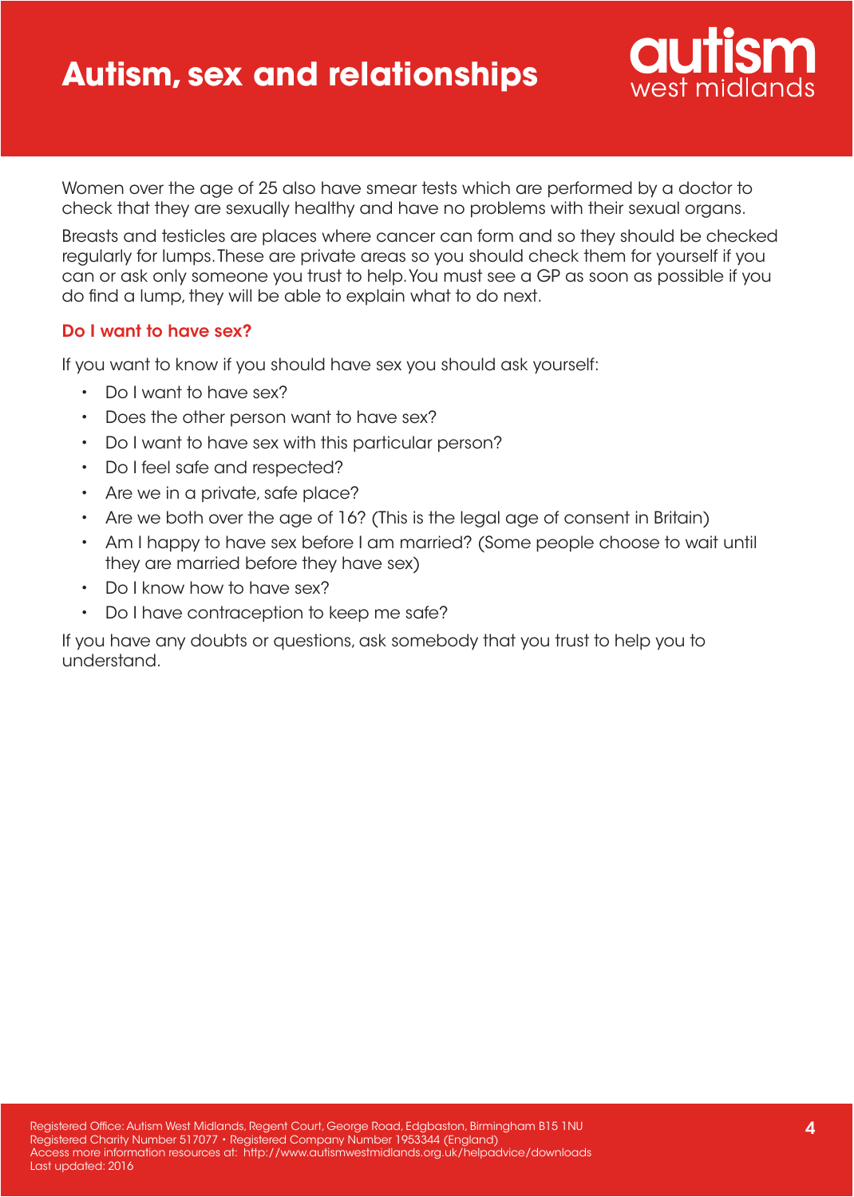Women over the age of 25 also have smear tests which are performed by a doctor to check that they are sexually healthy and have no problems with their sexual organs.

Breasts and testicles are places where cancer can form and so they should be checked regularly for lumps. These are private areas so you should check them for yourself if you can or ask only someone you trust to help. You must see a GP as soon as possible if you do find a lump, they will be able to explain what to do next.

## Do I want to have sex?

If you want to know if you should have sex you should ask yourself:

- Do I want to have sex?
- Does the other person want to have sex?
- Do I want to have sex with this particular person?
- Do I feel safe and respected?
- Are we in a private, safe place?
- Are we both over the age of 16? (This is the legal age of consent in Britain)
- Am I happy to have sex before I am married? (Some people choose to wait until they are married before they have sex)
- Do I know how to have sex?
- Do I have contraception to keep me safe?

If you have any doubts or questions, ask somebody that you trust to help you to understand.